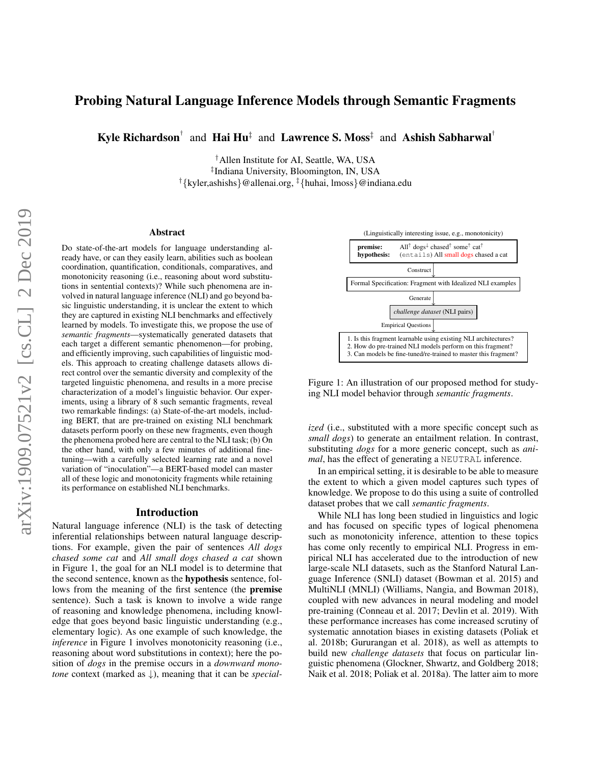# Probing Natural Language Inference Models through Semantic Fragments

**Kyle Richardson**[†] and **Hai Hu**[‡] and **Lawrence S. Moss**[‡] and **Ashish Sabharwal**[†]

[†]Allen Institute for AI, Seattle, WA, USA
[‡]Indiana University, Bloomington, IN, USA
[†]{kyler,ashishs}@allenai.org, [‡]{huhai, lmoss}@indiana.edu

## Abstract

Do state-of-the-art models for language understanding already have, or can they easily learn, abilities such as boolean coordination, quantification, conditionals, comparatives, and monotonicity reasoning (i.e., reasoning about word substitutions in sentential contexts)? While such phenomena are involved in natural language inference (NLI) and go beyond basic linguistic understanding, it is unclear the extent to which they are captured in existing NLI benchmarks and effectively learned by models. To investigate this, we propose the use of *semantic fragments*—systematically generated datasets that each target a different semantic phenomenon—for probing, and efficiently improving, such capabilities of linguistic models. This approach to creating challenge datasets allows direct control over the semantic diversity and complexity of the targeted linguistic phenomena, and results in a more precise characterization of a model's linguistic behavior. Our experiments, using a library of 8 such semantic fragments, reveal two remarkable findings: (a) State-of-the-art models, including BERT, that are pre-trained on existing NLI benchmark datasets perform poorly on these new fragments, even though the phenomena probed here are central to the NLI task; (b) On the other hand, with only a few minutes of additional fine-tuning—with a carefully selected learning rate and a novel variation of "inoculation"—a BERT-based model can master all of these logic and monotonicity fragments while retaining its performance on established NLI benchmarks.

## Introduction

Natural language inference (NLI) is the task of detecting inferential relationships between natural language descriptions. For example, given the pair of sentences *All dogs chased some cat* and *All small dogs chased a cat* shown in Figure 1, the goal for an NLI model is to determine that the second sentence, known as the **hypothesis** sentence, follows from the meaning of the first sentence (the **premise** sentence). Such a task is known to involve a wide range of reasoning and knowledge phenomena, including knowledge that goes beyond basic linguistic understanding (e.g., elementary logic). As one example of such knowledge, the *inference* in Figure 1 involves monotonicity reasoning (i.e., reasoning about word substitutions in context); here the position of *dogs* in the premise occurs in a *downward monotone* context (marked as ↓), meaning that it can be *specialized* (i.e., substituted with a more specific concept such as *small dogs*) to generate an entailment relation. In contrast, substituting *dogs* for a more generic concept, such as *animal*, has the effect of generating a NEUTRAL inference.

(Linguistically interesting issue, e.g., monotonicity)

| | |
|---|---|
| **premise:** | All$^{\uparrow}$ dogs$^{\downarrow}$ chased$^{\uparrow}$ some$^{\uparrow}$ cat$^{\uparrow}$ |
| **hypothesis:** | (entails) All small dogs chased a cat |

Construct ↓

Formal Specification: Fragment with Idealized NLI examples

Generate ↓

*challenge dataset* (NLI pairs)

Empirical Questions ↓

1. Is this fragment learnable using existing NLI architectures?
2. How do pre-trained NLI models perform on this fragment?
3. Can models be fine-tuned/re-trained to master this fragment?

Figure 1: An illustration of our proposed method for studying NLI model behavior through *semantic fragments*.

In an empirical setting, it is desirable to be able to measure the extent to which a given model captures such types of knowledge. We propose to do this using a suite of controlled dataset probes that we call *semantic fragments*.

While NLI has long been studied in linguistics and logic and has focused on specific types of logical phenomena such as monotonicity inference, attention to these topics has come only recently to empirical NLI. Progress in empirical NLI has accelerated due to the introduction of new large-scale NLI datasets, such as the Stanford Natural Language Inference (SNLI) dataset (Bowman et al. 2015) and MultiNLI (MNLI) (Williams, Nangia, and Bowman 2018), coupled with new advances in neural modeling and model pre-training (Conneau et al. 2017; Devlin et al. 2019). With these performance increases has come increased scrutiny of systematic annotation biases in existing datasets (Poliak et al. 2018b; Gururangan et al. 2018), as well as attempts to build new *challenge datasets* that focus on particular linguistic phenomena (Glockner, Shwartz, and Goldberg 2018; Naik et al. 2018; Poliak et al. 2018a). The latter aim to more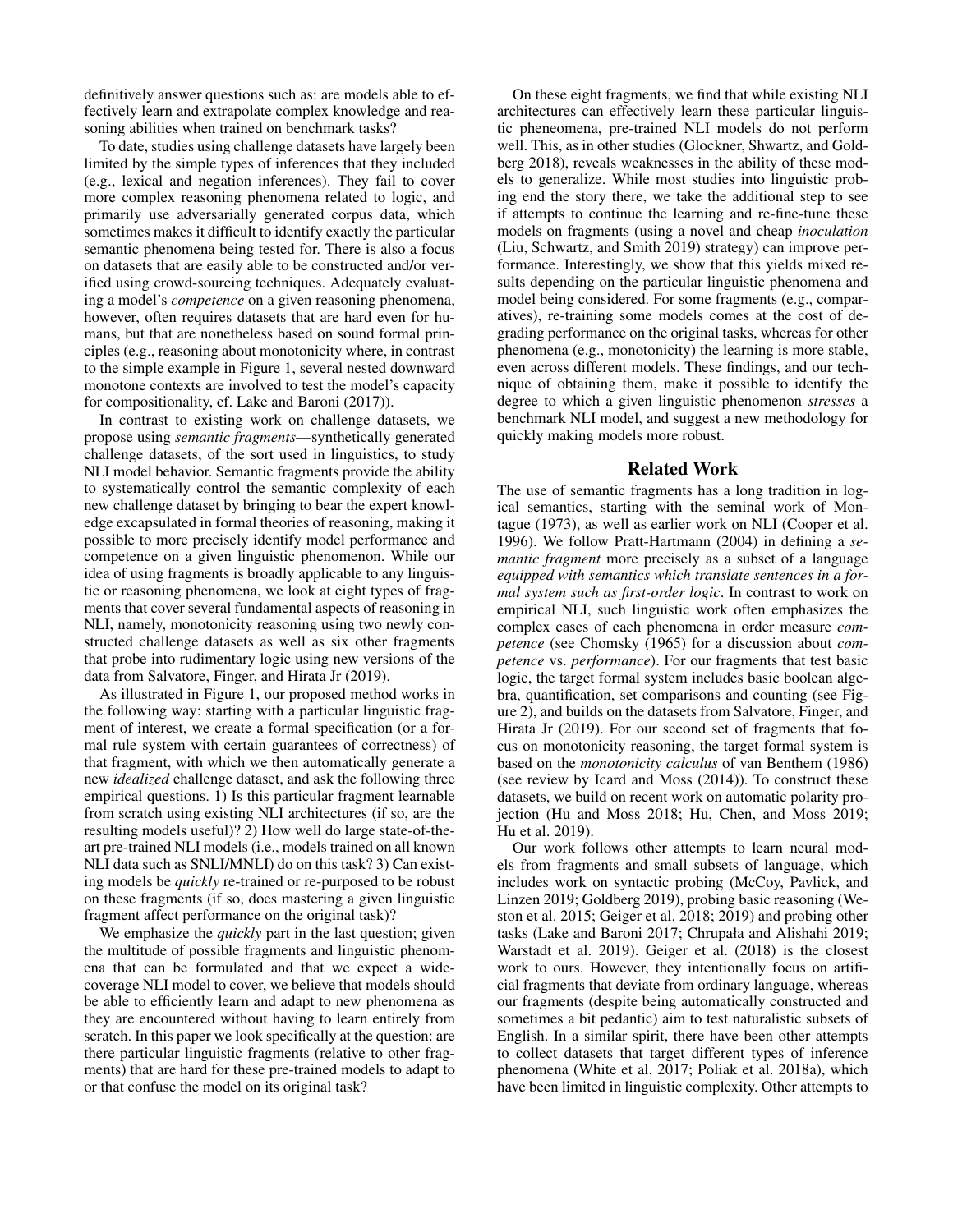definitively answer questions such as: are models able to effectively learn and extrapolate complex knowledge and reasoning abilities when trained on benchmark tasks?

To date, studies using challenge datasets have largely been limited by the simple types of inferences that they included (e.g., lexical and negation inferences). They fail to cover more complex reasoning phenomena related to logic, and primarily use adversarially generated corpus data, which sometimes makes it difficult to identify exactly the particular semantic phenomena being tested for. There is also a focus on datasets that are easily able to be constructed and/or verified using crowd-sourcing techniques. Adequately evaluating a model's *competence* on a given reasoning phenomena, however, often requires datasets that are hard even for humans, but that are nonetheless based on sound formal principles (e.g., reasoning about monotonicity where, in contrast to the simple example in Figure 1, several nested downward monotone contexts are involved to test the model's capacity for compositionality, cf. Lake and Baroni (2017)).

In contrast to existing work on challenge datasets, we propose using *semantic fragments*—synthetically generated challenge datasets, of the sort used in linguistics, to study NLI model behavior. Semantic fragments provide the ability to systematically control the semantic complexity of each new challenge dataset by bringing to bear the expert knowledge excapsulated in formal theories of reasoning, making it possible to more precisely identify model performance and competence on a given linguistic phenomenon. While our idea of using fragments is broadly applicable to any linguistic or reasoning phenomena, we look at eight types of fragments that cover several fundamental aspects of reasoning in NLI, namely, monotonicity reasoning using two newly constructed challenge datasets as well as six other fragments that probe into rudimentary logic using new versions of the data from Salvatore, Finger, and Hirata Jr (2019).

As illustrated in Figure 1, our proposed method works in the following way: starting with a particular linguistic fragment of interest, we create a formal specification (or a formal rule system with certain guarantees of correctness) of that fragment, with which we then automatically generate a new *idealized* challenge dataset, and ask the following three empirical questions. 1) Is this particular fragment learnable from scratch using existing NLI architectures (if so, are the resulting models useful)? 2) How well do large state-of-the-art pre-trained NLI models (i.e., models trained on all known NLI data such as SNLI/MNLI) do on this task? 3) Can existing models be *quickly* re-trained or re-purposed to be robust on these fragments (if so, does mastering a given linguistic fragment affect performance on the original task)?

We emphasize the *quickly* part in the last question; given the multitude of possible fragments and linguistic phenomena that can be formulated and that we expect a wide-coverage NLI model to cover, we believe that models should be able to efficiently learn and adapt to new phenomena as they are encountered without having to learn entirely from scratch. In this paper we look specifically at the question: are there particular linguistic fragments (relative to other fragments) that are hard for these pre-trained models to adapt to or that confuse the model on its original task?

On these eight fragments, we find that while existing NLI architectures can effectively learn these particular linguistic pheneomena, pre-trained NLI models do not perform well. This, as in other studies (Glockner, Shwartz, and Goldberg 2018), reveals weaknesses in the ability of these models to generalize. While most studies into linguistic probing end the story there, we take the additional step to see if attempts to continue the learning and re-fine-tune these models on fragments (using a novel and cheap *inoculation* (Liu, Schwartz, and Smith 2019) strategy) can improve performance. Interestingly, we show that this yields mixed results depending on the particular linguistic phenomena and model being considered. For some fragments (e.g., comparatives), re-training some models comes at the cost of degrading performance on the original tasks, whereas for other phenomena (e.g., monotonicity) the learning is more stable, even across different models. These findings, and our technique of obtaining them, make it possible to identify the degree to which a given linguistic phenomenon *stresses* a benchmark NLI model, and suggest a new methodology for quickly making models more robust.

## Related Work

The use of semantic fragments has a long tradition in logical semantics, starting with the seminal work of Montague (1973), as well as earlier work on NLI (Cooper et al. 1996). We follow Pratt-Hartmann (2004) in defining a *semantic fragment* more precisely as a subset of a language *equipped with semantics which translate sentences in a formal system such as first-order logic*. In contrast to work on empirical NLI, such linguistic work often emphasizes the complex cases of each phenomena in order measure *competence* (see Chomsky (1965) for a discussion about *competence* vs. *performance*). For our fragments that test basic logic, the target formal system includes basic boolean algebra, quantification, set comparisons and counting (see Figure 2), and builds on the datasets from Salvatore, Finger, and Hirata Jr (2019). For our second set of fragments that focus on monotonicity reasoning, the target formal system is based on the *monotonicity calculus* of van Benthem (1986) (see review by Icard and Moss (2014)). To construct these datasets, we build on recent work on automatic polarity projection (Hu and Moss 2018; Hu, Chen, and Moss 2019; Hu et al. 2019).

Our work follows other attempts to learn neural models from fragments and small subsets of language, which includes work on syntactic probing (McCoy, Pavlick, and Linzen 2019; Goldberg 2019), probing basic reasoning (Weston et al. 2015; Geiger et al. 2018; 2019) and probing other tasks (Lake and Baroni 2017; Chrupała and Alishahi 2019; Warstadt et al. 2019). Geiger et al. (2018) is the closest work to ours. However, they intentionally focus on artificial fragments that deviate from ordinary language, whereas our fragments (despite being automatically constructed and sometimes a bit pedantic) aim to test naturalistic subsets of English. In a similar spirit, there have been other attempts to collect datasets that target different types of inference phenomena (White et al. 2017; Poliak et al. 2018a), which have been limited in linguistic complexity. Other attempts to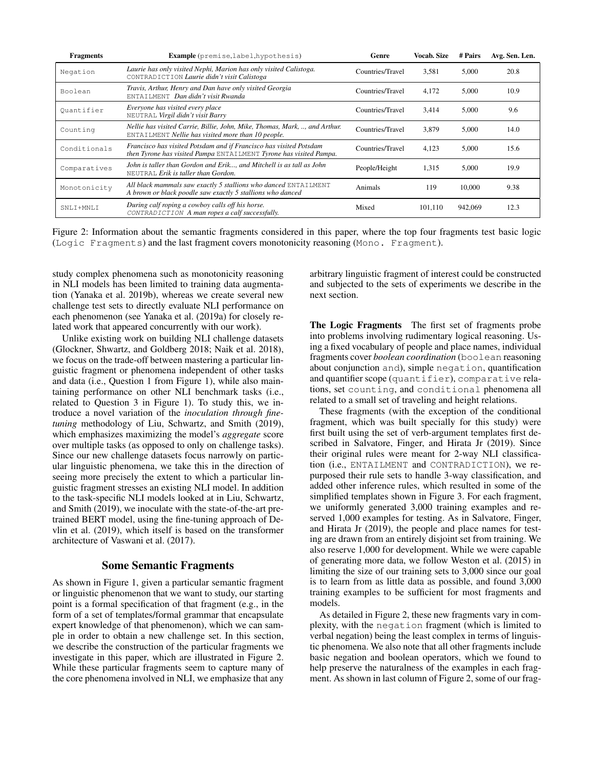| Fragments | Example (premise,label,hypothesis) | Genre | Vocab. Size | # Pairs | Avg. Sen. Len. |
|---|---|---|---|---|---|
| Negation | *Laurie has only visited Nephi, Marion has only visited Calistoga.* CONTRADICTION *Laurie didn't visit Calistoga* | Countries/Travel | 3,581 | 5,000 | 20.8 |
| Boolean | *Travis, Arthur, Henry and Dan have only visited Georgia* ENTAILMENT *Dan didn't visit Rwanda* | Countries/Travel | 4,172 | 5,000 | 10.9 |
| Quantifier | *Everyone has visited every place* NEUTRAL *Virgil didn't visit Barry* | Countries/Travel | 3,414 | 5,000 | 9.6 |
| Counting | *Nellie has visited Carrie, Billie, John, Mike, Thomas, Mark, .., and Arthur.* ENTAILMENT *Nellie has visited more than 10 people.* | Countries/Travel | 3,879 | 5,000 | 14.0 |
| Conditionals | *Francisco has visited Potsdam and if Francisco has visited Potsdam then Tyrone has visited Pampa* ENTAILMENT *Tyrone has visited Pampa.* | Countries/Travel | 4,123 | 5,000 | 15.6 |
| Comparatives | *John is taller than Gordon and Erik..., and Mitchell is as tall as John* NEUTRAL *Erik is taller than Gordon.* | People/Height | 1,315 | 5,000 | 19.9 |
| Monotonicity | *All black mammals saw exactly 5 stallions who danced* ENTAILMENT *A brown or black poodle saw exactly 5 stallions who danced* | Animals | 119 | 10,000 | 9.38 |
| SNLI+MNLI | *During calf roping a cowboy calls off his horse.* CONTRADICTION *A man ropes a calf successfully.* | Mixed | 101,110 | 942,069 | 12.3 |

Figure 2: Information about the semantic fragments considered in this paper, where the top four fragments test basic logic (Logic Fragments) and the last fragment covers monotonicity reasoning (Mono. Fragment).

study complex phenomena such as monotonicity reasoning in NLI models has been limited to training data augmentation (Yanaka et al. 2019b), whereas we create several new challenge test sets to directly evaluate NLI performance on each phenomenon (see Yanaka et al. (2019a) for closely related work that appeared concurrently with our work).

Unlike existing work on building NLI challenge datasets (Glockner, Shwartz, and Goldberg 2018; Naik et al. 2018), we focus on the trade-off between mastering a particular linguistic fragment or phenomena independent of other tasks and data (i.e., Question 1 from Figure 1), while also maintaining performance on other NLI benchmark tasks (i.e., related to Question 3 in Figure 1). To study this, we introduce a novel variation of the *inoculation through fine-tuning* methodology of Liu, Schwartz, and Smith (2019), which emphasizes maximizing the model's *aggregate* score over multiple tasks (as opposed to only on challenge tasks). Since our new challenge datasets focus narrowly on particular linguistic phenomena, we take this in the direction of seeing more precisely the extent to which a particular linguistic fragment stresses an existing NLI model. In addition to the task-specific NLI models looked at in Liu, Schwartz, and Smith (2019), we inoculate with the state-of-the-art pre-trained BERT model, using the fine-tuning approach of Devlin et al. (2019), which itself is based on the transformer architecture of Vaswani et al. (2017).

## Some Semantic Fragments

As shown in Figure 1, given a particular semantic fragment or linguistic phenomenon that we want to study, our starting point is a formal specification of that fragment (e.g., in the form of a set of templates/formal grammar that encapsulate expert knowledge of that phenomenon), which we can sample in order to obtain a new challenge set. In this section, we describe the construction of the particular fragments we investigate in this paper, which are illustrated in Figure 2. While these particular fragments seem to capture many of the core phenomena involved in NLI, we emphasize that any arbitrary linguistic fragment of interest could be constructed and subjected to the sets of experiments we describe in the next section.

**The Logic Fragments** The first set of fragments probe into problems involving rudimentary logical reasoning. Using a fixed vocabulary of people and place names, individual fragments cover *boolean coordination* (boolean reasoning about conjunction and), simple negation, quantification and quantifier scope (quantifier), comparative relations, set counting, and conditional phenomena all related to a small set of traveling and height relations.

These fragments (with the exception of the conditional fragment, which was built specially for this study) were first built using the set of verb-argument templates first described in Salvatore, Finger, and Hirata Jr (2019). Since their original rules were meant for 2-way NLI classification (i.e., ENTAILMENT and CONTRADICTION), we repurposed their rule sets to handle 3-way classification, and added other inference rules, which resulted in some of the simplified templates shown in Figure 3. For each fragment, we uniformly generated 3,000 training examples and reserved 1,000 examples for testing. As in Salvatore, Finger, and Hirata Jr (2019), the people and place names for testing are drawn from an entirely disjoint set from training. We also reserve 1,000 for development. While we were capable of generating more data, we follow Weston et al. (2015) in limiting the size of our training sets to 3,000 since our goal is to learn from as little data as possible, and found 3,000 training examples to be sufficient for most fragments and models.

As detailed in Figure 2, these new fragments vary in complexity, with the negation fragment (which is limited to verbal negation) being the least complex in terms of linguistic phenomena. We also note that all other fragments include basic negation and boolean operators, which we found to help preserve the naturalness of the examples in each fragment. As shown in last column of Figure 2, some of our frag-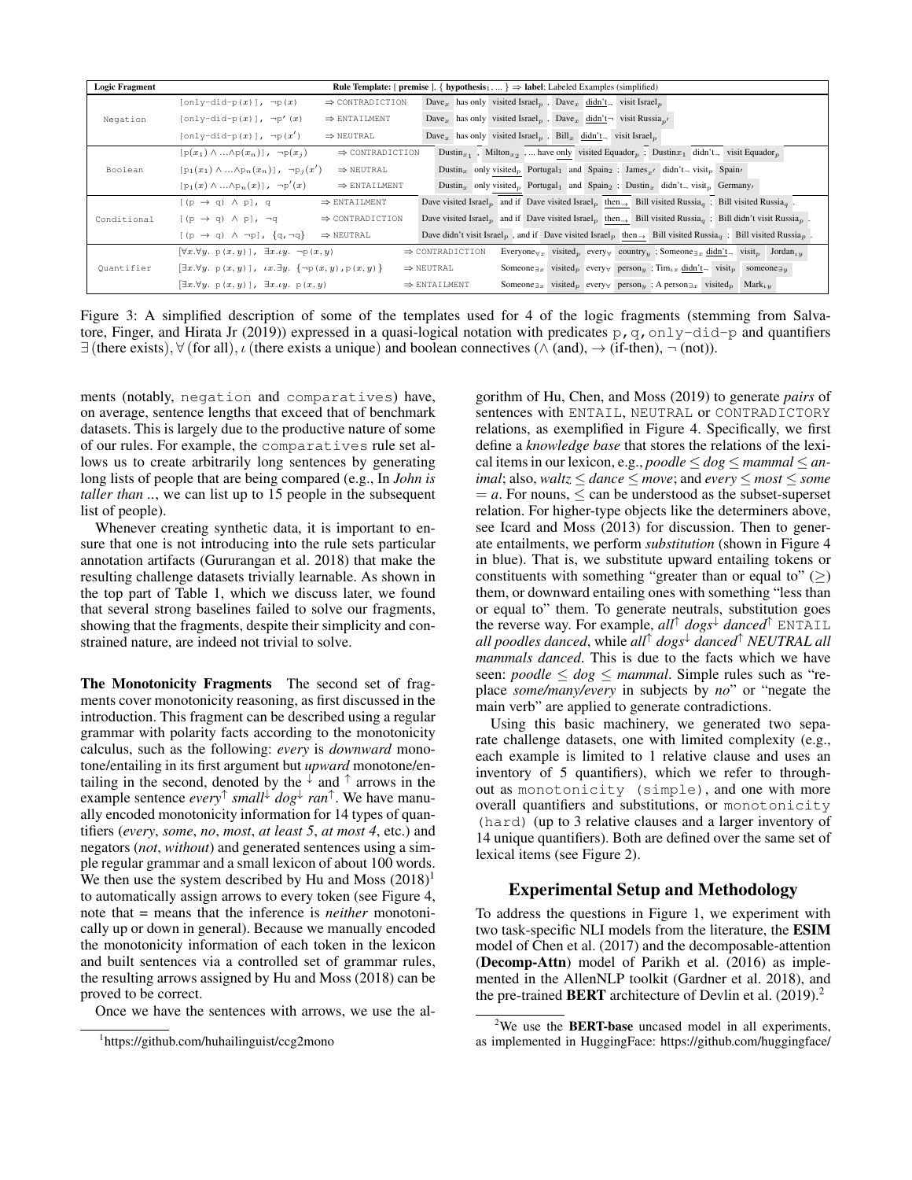| Logic Fragment | Rule Template: [ **premise** ], { **hypothesis**$_1$, ... } ⇒ **label**; Labeled Examples (simplified) | | |
|---|---|---|---|
| Negation | [only-did-p($x$)], $\neg$p($x$) | ⇒ CONTRADICTION | Dave$_x$ has only visited Israel$_p$ , Dave$_x$ didn't$_\neg$ visit Israel$_p$ |
| | [only-did-p($x$)], $\neg$p$'$($x$) | ⇒ ENTAILMENT | Dave$_x$ has only visited Israel$_p$ , Dave$_x$ didn't$_\neg$ visit Russia$_{p'}$ |
| | [only-did-p($x$)], $\neg$p($x'$) | ⇒ NEUTRAL | Dave$_x$ has only visited Israel$_p$ , Bill$_x$ didn't$_\neg$ visit Israel$_p$ |
| Boolean | [p($x_1$) $\wedge$ ...$\wedge$p($x_n$)], $\neg$p($x_j$) | ⇒ CONTRADICTION | Dustin$_{x_1}$ , Milton$_{x_2}$ , ... have only visited Equador$_p$ ; Dustin$x_1$ didn't$_\neg$ visit Equador$_p$ |
| | [p$_1$($x_1$) $\wedge$ ...$\wedge$p$_n$($x_n$)], $\neg$p$_j$($x'$) | ⇒ NEUTRAL | Dustin$_x$ only visited$_p$ Portugal$_1$ and Spain$_2$ ; James$_{x'}$ didn't$_\neg$ visit$_p$ Spain$'$ |
| | [p$_1$($x$) $\wedge$ ...$\wedge$p$_n$($x$)], $\neg$p$'$($x$) | ⇒ ENTAILMENT | Dustin$_x$ only visited$_p$ Portugal$_1$ and Spain$_2$ ; Dustin$_x$ didn't$_\neg$ visit$_p$ Germany$'$ |
| Conditional | [(p $\rightarrow$ q) $\wedge$ p], q | ⇒ ENTAILMENT | Dave visited Israel$_p$ and if Dave visited Israel$_p$ then$_\rightarrow$ Bill visited Russia$_q$ ; Bill visited Russia$_q$ . |
| | [(p $\rightarrow$ q) $\wedge$ p], $\neg$q | ⇒ CONTRADICTION | Dave visited Israel$_p$ and if Dave visited Israel$_p$ then$_\rightarrow$ Bill visited Russia$_q$ ; Bill didn't visit Russia$_p$ . |
| | [(p $\rightarrow$ q) $\wedge$ $\neg$p], {q,$\neg$q} | ⇒ NEUTRAL | Dave didn't visit Israel$_p$ , and if Dave visited Israel$_p$ then$_\rightarrow$ Bill visited Russia$_q$ ; Bill visited Russia$_p$ . |
| Quantifier | [$\forall x.\forall y.$ p($x,y$)], $\exists x.\iota y.$ $\neg$p($x,y$) | ⇒ CONTRADICTION | Everyone$_{\forall x}$ visited$_p$ every$_\forall$ country$_y$ ; Someone$_{\exists x}$ didn't$_\neg$ visit$_p$ Jordan$_{\iota y}$ |
| | [$\exists x.\forall y.$ p($x,y$)], $\iota x.\exists y.$ {$\neg$p($x,y$),p($x,y$)} | ⇒ NEUTRAL | Someone$_{\exists x}$ visited$_p$ every$_\forall$ person$_y$ ; Tim$_{\iota x}$ didn't$_\neg$ visit$_p$ someone$_{\exists y}$ |
| | [$\exists x.\forall y.$ p($x,y$)], $\exists x.\iota y.$ p($x,y$) | ⇒ ENTAILMENT | Someone$_{\exists x}$ visited$_p$ every$_\forall$ person$_y$ ; A person$_{\exists x}$ visited$_p$ Mark$_{\iota y}$ |

Figure 3: A simplified description of some of the templates used for 4 of the logic fragments (stemming from Salvatore, Finger, and Hirata Jr (2019)) expressed in a quasi-logical notation with predicates p, q, only-did-p and quantifiers $\exists$ (there exists), $\forall$ (for all), $\iota$ (there exists a unique) and boolean connectives ($\wedge$ (and), $\rightarrow$ (if-then), $\neg$ (not)).

ments (notably, negation and comparatives) have, on average, sentence lengths that exceed that of benchmark datasets. This is largely due to the productive nature of some of our rules. For example, the comparatives rule set allows us to create arbitrarily long sentences by generating long lists of people that are being compared (e.g., In *John is taller than ..*, we can list up to 15 people in the subsequent list of people).

Whenever creating synthetic data, it is important to ensure that one is not introducing into the rule sets particular annotation artifacts (Gururangan et al. 2018) that make the resulting challenge datasets trivially learnable. As shown in the top part of Table 1, which we discuss later, we found that several strong baselines failed to solve our fragments, showing that the fragments, despite their simplicity and constrained nature, are indeed not trivial to solve.

**The Monotonicity Fragments** The second set of fragments cover monotonicity reasoning, as first discussed in the introduction. This fragment can be described using a regular grammar with polarity facts according to the monotonicity calculus, such as the following: *every* is *downward* monotone/entailing in its first argument but *upward* monotone/entailing in the second, denoted by the $^\downarrow$ and $^\uparrow$ arrows in the example sentence *every*$^\uparrow$ *small*$^\downarrow$ *dog*$^\downarrow$ *ran*$^\uparrow$. We have manually encoded monotonicity information for 14 types of quantifiers (*every*, *some*, *no*, *most*, *at least 5*, *at most 4*, etc.) and negators (*not*, *without*) and generated sentences using a simple regular grammar and a small lexicon of about 100 words. We then use the system described by Hu and Moss (2018)[1] to automatically assign arrows to every token (see Figure 4, note that = means that the inference is *neither* monotonically up or down in general). Because we manually encoded the monotonicity information of each token in the lexicon and built sentences via a controlled set of grammar rules, the resulting arrows assigned by Hu and Moss (2018) can be proved to be correct.

Once we have the sentences with arrows, we use the algorithm of Hu, Chen, and Moss (2019) to generate *pairs* of sentences with ENTAIL, NEUTRAL or CONTRADICTORY relations, as exemplified in Figure 4. Specifically, we first define a *knowledge base* that stores the relations of the lexical items in our lexicon, e.g., *poodle* ≤ *dog* ≤ *mammal* ≤ *animal*; also, *waltz* ≤ *dance* ≤ *move*; and *every* ≤ *most* ≤ *some* = *a*. For nouns, ≤ can be understood as the subset-superset relation. For higher-type objects like the determiners above, see Icard and Moss (2013) for discussion. Then to generate entailments, we perform *substitution* (shown in Figure 4 in blue). That is, we substitute upward entailing tokens or constituents with something "greater than or equal to" (≥) them, or downward entailing ones with something "less than or equal to" them. To generate neutrals, substitution goes the reverse way. For example, *all*$^\uparrow$ *dogs*$^\downarrow$ *danced*$^\uparrow$ ENTAIL *all poodles danced*, while *all*$^\uparrow$ *dogs*$^\downarrow$ *danced*$^\uparrow$ *NEUTRAL all mammals danced*. This is due to the facts which we have seen: *poodle* ≤ *dog* ≤ *mammal*. Simple rules such as "replace *some/many/every* in subjects by *no*" or "negate the main verb" are applied to generate contradictions.

Using this basic machinery, we generated two separate challenge datasets, one with limited complexity (e.g., each example is limited to 1 relative clause and uses an inventory of 5 quantifiers), which we refer to throughout as monotonicity (simple), and one with more overall quantifiers and substitutions, or monotonicity (hard) (up to 3 relative clauses and a larger inventory of 14 unique quantifiers). Both are defined over the same set of lexical items (see Figure 2).

## Experimental Setup and Methodology

To address the questions in Figure 1, we experiment with two task-specific NLI models from the literature, the **ESIM** model of Chen et al. (2017) and the decomposable-attention (**Decomp-Attn**) model of Parikh et al. (2016) as implemented in the AllenNLP toolkit (Gardner et al. 2018), and the pre-trained **BERT** architecture of Devlin et al. (2019).[2]

[1] https://github.com/huhailinguist/ccg2mono

[2] We use the **BERT-base** uncased model in all experiments, as implemented in HuggingFace: https://github.com/huggingface/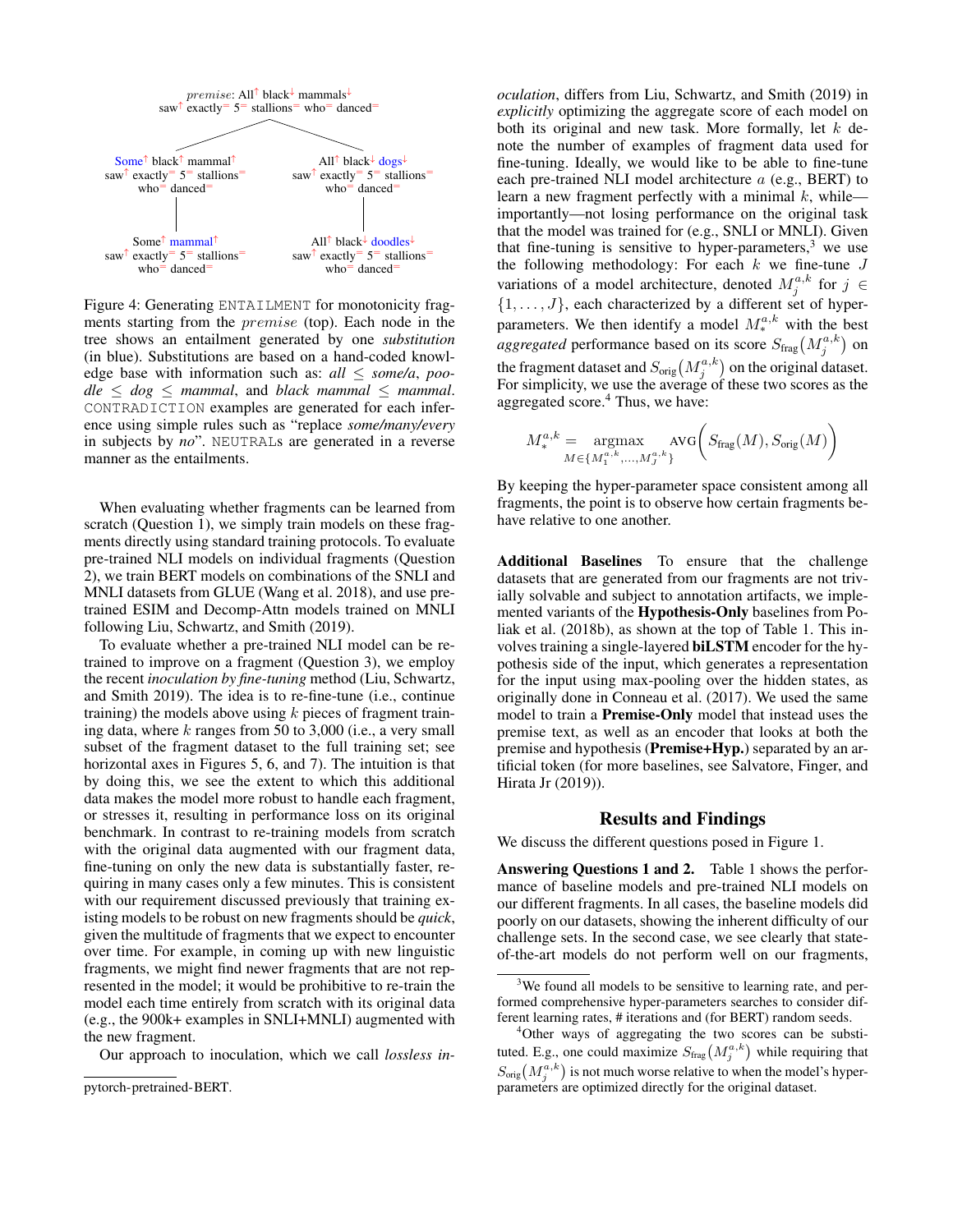*premise*: All$^{\uparrow}$ black$^{\downarrow}$ mammals$^{\downarrow}$ saw$^{\uparrow}$ exactly$^{=}$ 5$^{=}$ stallions$^{=}$ who$^{=}$ danced$^{=}$

- Some$^{\uparrow}$ black$^{\uparrow}$ mammal$^{\uparrow}$ saw$^{\uparrow}$ exactly$^{=}$ 5$^{=}$ stallions$^{=}$ who$^{=}$ danced$^{=}$
  - Some$^{\uparrow}$ mammal$^{\uparrow}$ saw$^{\uparrow}$ exactly$^{=}$ 5$^{=}$ stallions$^{=}$ who$^{=}$ danced$^{=}$
- All$^{\uparrow}$ black$^{\downarrow}$ dogs$^{\downarrow}$ saw$^{\uparrow}$ exactly$^{=}$ 5$^{=}$ stallions$^{=}$ who$^{=}$ danced$^{=}$
  - All$^{\uparrow}$ black$^{\downarrow}$ doodles$^{\downarrow}$ saw$^{\uparrow}$ exactly$^{=}$ 5$^{=}$ stallions$^{=}$ who$^{=}$ danced$^{=}$

Figure 4: Generating ENTAILMENT for monotonicity fragments starting from the *premise* (top). Each node in the tree shows an entailment generated by one *substitution* (in blue). Substitutions are based on a hand-coded knowledge base with information such as: *all* $\leq$ *some/a*, *poodle* $\leq$ *dog* $\leq$ *mammal*, and *black mammal* $\leq$ *mammal*. CONTRADICTION examples are generated for each inference using simple rules such as "replace *some/many/every* in subjects by *no*". NEUTRALs are generated in a reverse manner as the entailments.

When evaluating whether fragments can be learned from scratch (Question 1), we simply train models on these fragments directly using standard training protocols. To evaluate pre-trained NLI models on individual fragments (Question 2), we train BERT models on combinations of the SNLI and MNLI datasets from GLUE (Wang et al. 2018), and use pre-trained ESIM and Decomp-Attn models trained on MNLI following Liu, Schwartz, and Smith (2019).

To evaluate whether a pre-trained NLI model can be re-trained to improve on a fragment (Question 3), we employ the recent *inoculation by fine-tuning* method (Liu, Schwartz, and Smith 2019). The idea is to re-fine-tune (i.e., continue training) the models above using $k$ pieces of fragment training data, where $k$ ranges from 50 to 3,000 (i.e., a very small subset of the fragment dataset to the full training set; see horizontal axes in Figures 5, 6, and 7). The intuition is that by doing this, we see the extent to which this additional data makes the model more robust to handle each fragment, or stresses it, resulting in performance loss on its original benchmark. In contrast to re-training models from scratch with the original data augmented with our fragment data, fine-tuning on only the new data is substantially faster, requiring in many cases only a few minutes. This is consistent with our requirement discussed previously that training existing models to be robust on new fragments should be *quick*, given the multitude of fragments that we expect to encounter over time. For example, in coming up with new linguistic fragments, we might find newer fragments that are not represented in the model; it would be prohibitive to re-train the model each time entirely from scratch with its original data (e.g., the 900k+ examples in SNLI+MNLI) augmented with the new fragment.

Our approach to inoculation, which we call *lossless inoculation*, differs from Liu, Schwartz, and Smith (2019) in *explicitly* optimizing the aggregate score of each model on both its original and new task. More formally, let $k$ denote the number of examples of fragment data used for fine-tuning. Ideally, we would like to be able to fine-tune each pre-trained NLI model architecture $a$ (e.g., BERT) to learn a new fragment perfectly with a minimal $k$, while—importantly—not losing performance on the original task that the model was trained for (e.g., SNLI or MNLI). Given that fine-tuning is sensitive to hyper-parameters,[3] we use the following methodology: For each $k$ we fine-tune $J$ variations of a model architecture, denoted $M_j^{a,k}$ for $j \in \{1, \ldots, J\}$, each characterized by a different set of hyper-parameters. We then identify a model $M_*^{a,k}$ with the best *aggregated* performance based on its score $S_{\text{frag}}(M_j^{a,k})$ on the fragment dataset and $S_{\text{orig}}(M_j^{a,k})$ on the original dataset. For simplicity, we use the average of these two scores as the aggregated score.[4] Thus, we have:

$$M_*^{a,k} = \underset{M \in \{M_1^{a,k}, \ldots, M_J^{a,k}\}}{\text{argmax}} \text{AVG}\Big( S_{\text{frag}}(M), S_{\text{orig}}(M) \Big)$$

By keeping the hyper-parameter space consistent among all fragments, the point is to observe how certain fragments behave relative to one another.

**Additional Baselines** To ensure that the challenge datasets that are generated from our fragments are not trivially solvable and subject to annotation artifacts, we implemented variants of the **Hypothesis-Only** baselines from Poliak et al. (2018b), as shown at the top of Table 1. This involves training a single-layered **biLSTM** encoder for the hypothesis side of the input, which generates a representation for the input using max-pooling over the hidden states, as originally done in Conneau et al. (2017). We used the same model to train a **Premise-Only** model that instead uses the premise text, as well as an encoder that looks at both the premise and hypothesis (**Premise+Hyp.**) separated by an artificial token (for more baselines, see Salvatore, Finger, and Hirata Jr (2019)).

## Results and Findings

We discuss the different questions posed in Figure 1.

**Answering Questions 1 and 2.** Table 1 shows the performance of baseline models and pre-trained NLI models on our different fragments. In all cases, the baseline models did poorly on our datasets, showing the inherent difficulty of our challenge sets. In the second case, we see clearly that state-of-the-art models do not perform well on our fragments,

---

pytorch-pretrained-BERT.

[3] We found all models to be sensitive to learning rate, and performed comprehensive hyper-parameters searches to consider different learning rates, # iterations and (for BERT) random seeds.

[4] Other ways of aggregating the two scores can be substituted. E.g., one could maximize $S_{\text{frag}}(M_j^{a,k})$ while requiring that $S_{\text{orig}}(M_j^{a,k})$ is not much worse relative to when the model's hyper-parameters are optimized directly for the original dataset.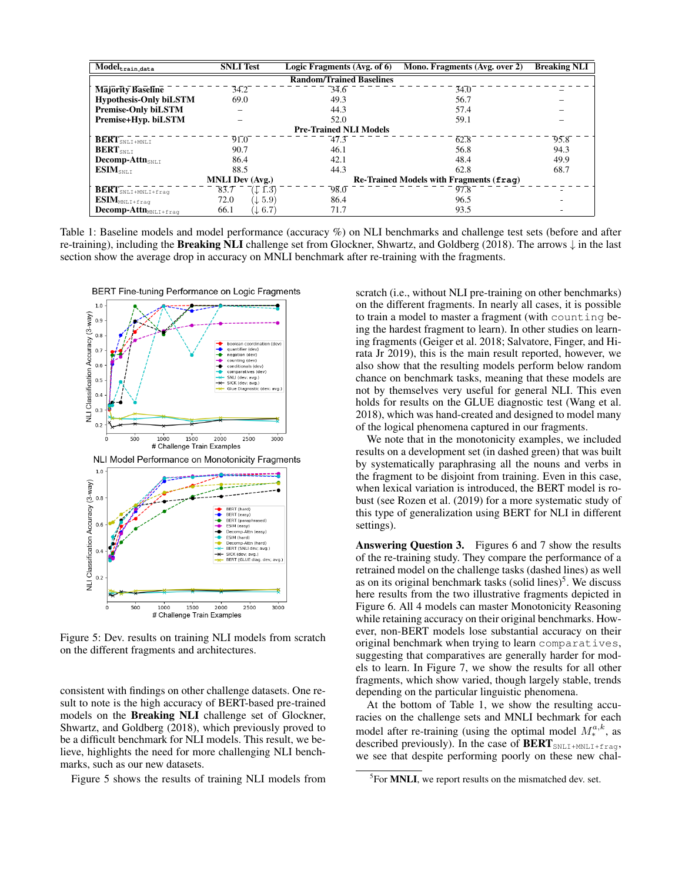| Model$_{\text{train\_data}}$ | SNLI Test | | Logic Fragments (Avg. of 6) | Mono. Fragments (Avg. over 2) | Breaking NLI |
|---|---|---|---|---|---|
| | | | **Random/Trained Baselines** | | |
| Majority Baseline | 34.2 | | 34.6 | 34.0 | – |
| Hypothesis-Only biLSTM | 69.0 | | 49.3 | 56.7 | – |
| Premise-Only biLSTM | – | | 44.3 | 57.4 | – |
| Premise+Hyp. biLSTM | – | | 52.0 | 59.1 | – |
| | | | **Pre-Trained NLI Models** | | |
| BERT$_{\text{SNLI+MNLI}}$ | 91.0 | | 47.3 | 62.8 | 95.8 |
| BERT$_{\text{SNLI}}$ | 90.7 | | 46.1 | 56.8 | 94.3 |
| Decomp-Attn$_{\text{SNLI}}$ | 86.4 | | 42.1 | 48.4 | 49.9 |
| ESIM$_{\text{SNLI}}$ | 88.5 | | 44.3 | 62.8 | 68.7 |
| | **MNLI Dev (Avg.)** | | **Re-Trained Models with Fragments (frag)** | | |
| BERT$_{\text{SNLI+MNLI+frag}}$ | 83.7 | (↓ 1.3) | 98.0 | 97.8 | - |
| ESIM$_{\text{MNLI+frag}}$ | 72.0 | (↓ 5.9) | 86.4 | 96.5 | - |
| Decomp-Attn$_{\text{MNLI+frag}}$ | 66.1 | (↓ 6.7) | 71.7 | 93.5 | - |

Table 1: Baseline models and model performance (accuracy %) on NLI benchmarks and challenge test sets (before and after re-training), including the **Breaking NLI** challenge set from Glockner, Shwartz, and Goldberg (2018). The arrows ↓ in the last section show the average drop in accuracy on MNLI benchmark after re-training with the fragments.

Figure 5: Dev. results on training NLI models from scratch on the different fragments and architectures.

consistent with findings on other challenge datasets. One result to note is the high accuracy of BERT-based pre-trained models on the **Breaking NLI** challenge set of Glockner, Shwartz, and Goldberg (2018), which previously proved to be a difficult benchmark for NLI models. This result, we believe, highlights the need for more challenging NLI benchmarks, such as our new datasets.

Figure 5 shows the results of training NLI models from scratch (i.e., without NLI pre-training on other benchmarks) on the different fragments. In nearly all cases, it is possible to train a model to master a fragment (with `counting` being the hardest fragment to learn). In other studies on learning fragments (Geiger et al. 2018; Salvatore, Finger, and Hirata Jr 2019), this is the main result reported, however, we also show that the resulting models perform below random chance on benchmark tasks, meaning that these models are not by themselves very useful for general NLI. This even holds for results on the GLUE diagnostic test (Wang et al. 2018), which was hand-created and designed to model many of the logical phenomena captured in our fragments.

We note that in the monotonicity examples, we included results on a development set (in dashed green) that was built by systematically paraphrasing all the nouns and verbs in the fragment to be disjoint from training. Even in this case, when lexical variation is introduced, the BERT model is robust (see Rozen et al. (2019) for a more systematic study of this type of generalization using BERT for NLI in different settings).

**Answering Question 3.** Figures 6 and 7 show the results of the re-training study. They compare the performance of a retrained model on the challenge tasks (dashed lines) as well as on its original benchmark tasks (solid lines)[5]. We discuss here results from the two illustrative fragments depicted in Figure 6. All 4 models can master Monotonicity Reasoning while retaining accuracy on their original benchmarks. However, non-BERT models lose substantial accuracy on their original benchmark when trying to learn `comparatives`, suggesting that comparatives are generally harder for models to learn. In Figure 7, we show the results for all other fragments, which show varied, though largely stable, trends depending on the particular linguistic phenomena.

At the bottom of Table 1, we show the resulting accuracies on the challenge sets and MNLI bechmark for each model after re-training (using the optimal model $M_{*}^{a,k}$, as described previously). In the case of **BERT**$_{\text{SNLI+MNLI+frag}}$, we see that despite performing poorly on these new chal-

[5]For **MNLI**, we report results on the mismatched dev. set.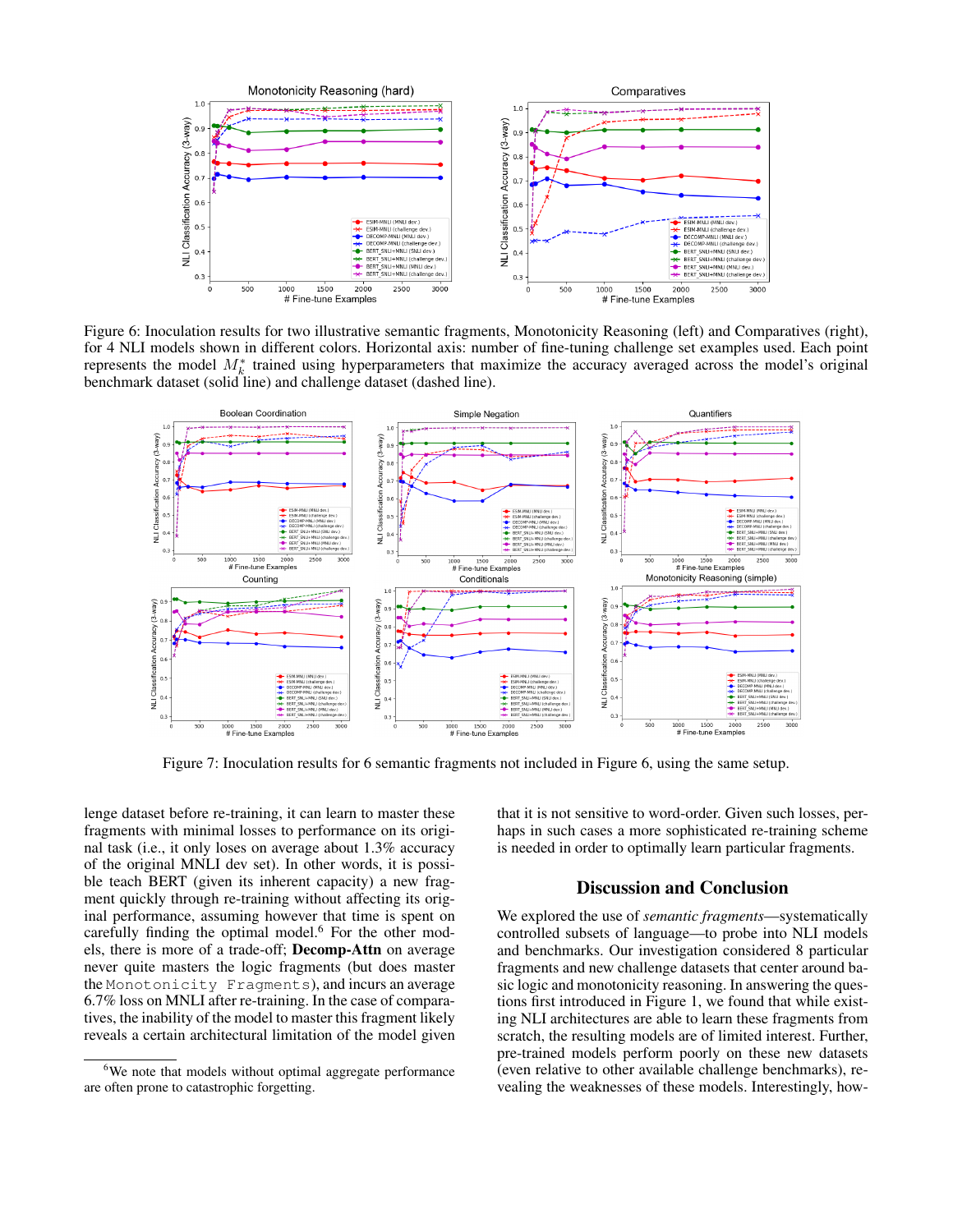Figure 6: Inoculation results for two illustrative semantic fragments, Monotonicity Reasoning (left) and Comparatives (right), for 4 NLI models shown in different colors. Horizontal axis: number of fine-tuning challenge set examples used. Each point represents the model $M^*_k$ trained using hyperparameters that maximize the accuracy averaged across the model's original benchmark dataset (solid line) and challenge dataset (dashed line).

Figure 7: Inoculation results for 6 semantic fragments not included in Figure 6, using the same setup.

lenge dataset before re-training, it can learn to master these fragments with minimal losses to performance on its original task (i.e., it only loses on average about 1.3% accuracy of the original MNLI dev set). In other words, it is possible teach BERT (given its inherent capacity) a new fragment quickly through re-training without affecting its original performance, assuming however that time is spent on carefully finding the optimal model.[6] For the other models, there is more of a trade-off; **Decomp-Attn** on average never quite masters the logic fragments (but does master the `Monotonicity Fragments`), and incurs an average 6.7% loss on MNLI after re-training. In the case of comparatives, the inability of the model to master this fragment likely reveals a certain architectural limitation of the model given that it is not sensitive to word-order. Given such losses, perhaps in such cases a more sophisticated re-training scheme is needed in order to optimally learn particular fragments.

[6] We note that models without optimal aggregate performance are often prone to catastrophic forgetting.

## Discussion and Conclusion

We explored the use of *semantic fragments*—systematically controlled subsets of language—to probe into NLI models and benchmarks. Our investigation considered 8 particular fragments and new challenge datasets that center around basic logic and monotonicity reasoning. In answering the questions first introduced in Figure 1, we found that while existing NLI architectures are able to learn these fragments from scratch, the resulting models are of limited interest. Further, pre-trained models perform poorly on these new datasets (even relative to other available challenge benchmarks), revealing the weaknesses of these models. Interestingly, how-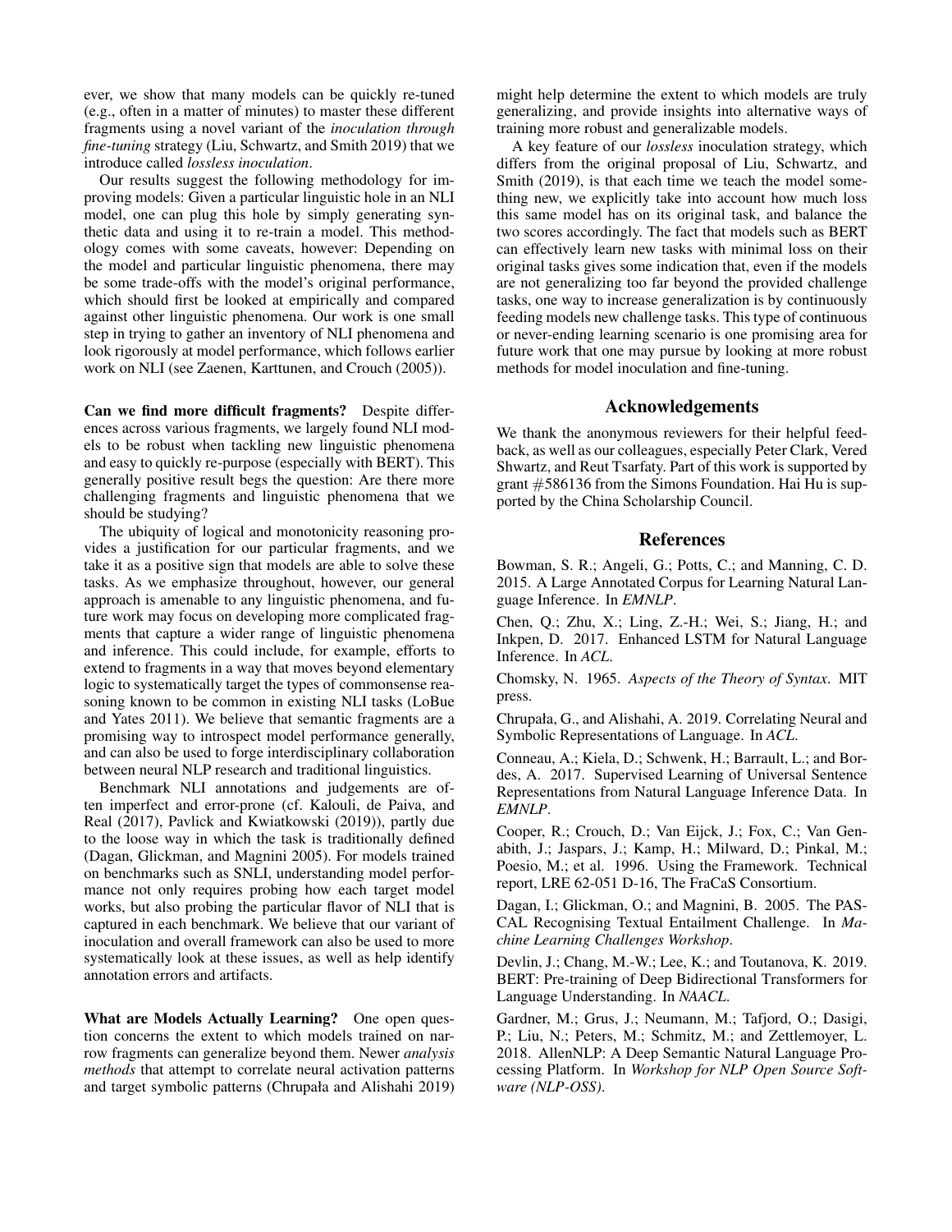ever, we show that many models can be quickly re-tuned (e.g., often in a matter of minutes) to master these different fragments using a novel variant of the *inoculation through fine-tuning* strategy (Liu, Schwartz, and Smith 2019) that we introduce called *lossless inoculation*.

Our results suggest the following methodology for improving models: Given a particular linguistic hole in an NLI model, one can plug this hole by simply generating synthetic data and using it to re-train a model. This methodology comes with some caveats, however: Depending on the model and particular linguistic phenomena, there may be some trade-offs with the model's original performance, which should first be looked at empirically and compared against other linguistic phenomena. Our work is one small step in trying to gather an inventory of NLI phenomena and look rigorously at model performance, which follows earlier work on NLI (see Zaenen, Karttunen, and Crouch (2005)).

**Can we find more difficult fragments?** Despite differences across various fragments, we largely found NLI models to be robust when tackling new linguistic phenomena and easy to quickly re-purpose (especially with BERT). This generally positive result begs the question: Are there more challenging fragments and linguistic phenomena that we should be studying?

The ubiquity of logical and monotonicity reasoning provides a justification for our particular fragments, and we take it as a positive sign that models are able to solve these tasks. As we emphasize throughout, however, our general approach is amenable to any linguistic phenomena, and future work may focus on developing more complicated fragments that capture a wider range of linguistic phenomena and inference. This could include, for example, efforts to extend to fragments in a way that moves beyond elementary logic to systematically target the types of commonsense reasoning known to be common in existing NLI tasks (LoBue and Yates 2011). We believe that semantic fragments are a promising way to introspect model performance generally, and can also be used to forge interdisciplinary collaboration between neural NLP research and traditional linguistics.

Benchmark NLI annotations and judgements are often imperfect and error-prone (cf. Kalouli, de Paiva, and Real (2017), Pavlick and Kwiatkowski (2019)), partly due to the loose way in which the task is traditionally defined (Dagan, Glickman, and Magnini 2005). For models trained on benchmarks such as SNLI, understanding model performance not only requires probing how each target model works, but also probing the particular flavor of NLI that is captured in each benchmark. We believe that our variant of inoculation and overall framework can also be used to more systematically look at these issues, as well as help identify annotation errors and artifacts.

**What are Models Actually Learning?** One open question concerns the extent to which models trained on narrow fragments can generalize beyond them. Newer *analysis methods* that attempt to correlate neural activation patterns and target symbolic patterns (Chrupała and Alishahi 2019) might help determine the extent to which models are truly generalizing, and provide insights into alternative ways of training more robust and generalizable models.

A key feature of our *lossless* inoculation strategy, which differs from the original proposal of Liu, Schwartz, and Smith (2019), is that each time we teach the model something new, we explicitly take into account how much loss this same model has on its original task, and balance the two scores accordingly. The fact that models such as BERT can effectively learn new tasks with minimal loss on their original tasks gives some indication that, even if the models are not generalizing too far beyond the provided challenge tasks, one way to increase generalization is by continuously feeding models new challenge tasks. This type of continuous or never-ending learning scenario is one promising area for future work that one may pursue by looking at more robust methods for model inoculation and fine-tuning.

## Acknowledgements

We thank the anonymous reviewers for their helpful feedback, as well as our colleagues, especially Peter Clark, Vered Shwartz, and Reut Tsarfaty. Part of this work is supported by grant #586136 from the Simons Foundation. Hai Hu is supported by the China Scholarship Council.

## References

Bowman, S. R.; Angeli, G.; Potts, C.; and Manning, C. D. 2015. A Large Annotated Corpus for Learning Natural Language Inference. In *EMNLP*.

Chen, Q.; Zhu, X.; Ling, Z.-H.; Wei, S.; Jiang, H.; and Inkpen, D. 2017. Enhanced LSTM for Natural Language Inference. In *ACL*.

Chomsky, N. 1965. *Aspects of the Theory of Syntax*. MIT press.

Chrupała, G., and Alishahi, A. 2019. Correlating Neural and Symbolic Representations of Language. In *ACL*.

Conneau, A.; Kiela, D.; Schwenk, H.; Barrault, L.; and Bordes, A. 2017. Supervised Learning of Universal Sentence Representations from Natural Language Inference Data. In *EMNLP*.

Cooper, R.; Crouch, D.; Van Eijck, J.; Fox, C.; Van Genabith, J.; Jaspars, J.; Kamp, H.; Milward, D.; Pinkal, M.; Poesio, M.; et al. 1996. Using the Framework. Technical report, LRE 62-051 D-16, The FraCaS Consortium.

Dagan, I.; Glickman, O.; and Magnini, B. 2005. The PASCAL Recognising Textual Entailment Challenge. In *Machine Learning Challenges Workshop*.

Devlin, J.; Chang, M.-W.; Lee, K.; and Toutanova, K. 2019. BERT: Pre-training of Deep Bidirectional Transformers for Language Understanding. In *NAACL*.

Gardner, M.; Grus, J.; Neumann, M.; Tafjord, O.; Dasigi, P.; Liu, N.; Peters, M.; Schmitz, M.; and Zettlemoyer, L. 2018. AllenNLP: A Deep Semantic Natural Language Processing Platform. In *Workshop for NLP Open Source Software (NLP-OSS)*.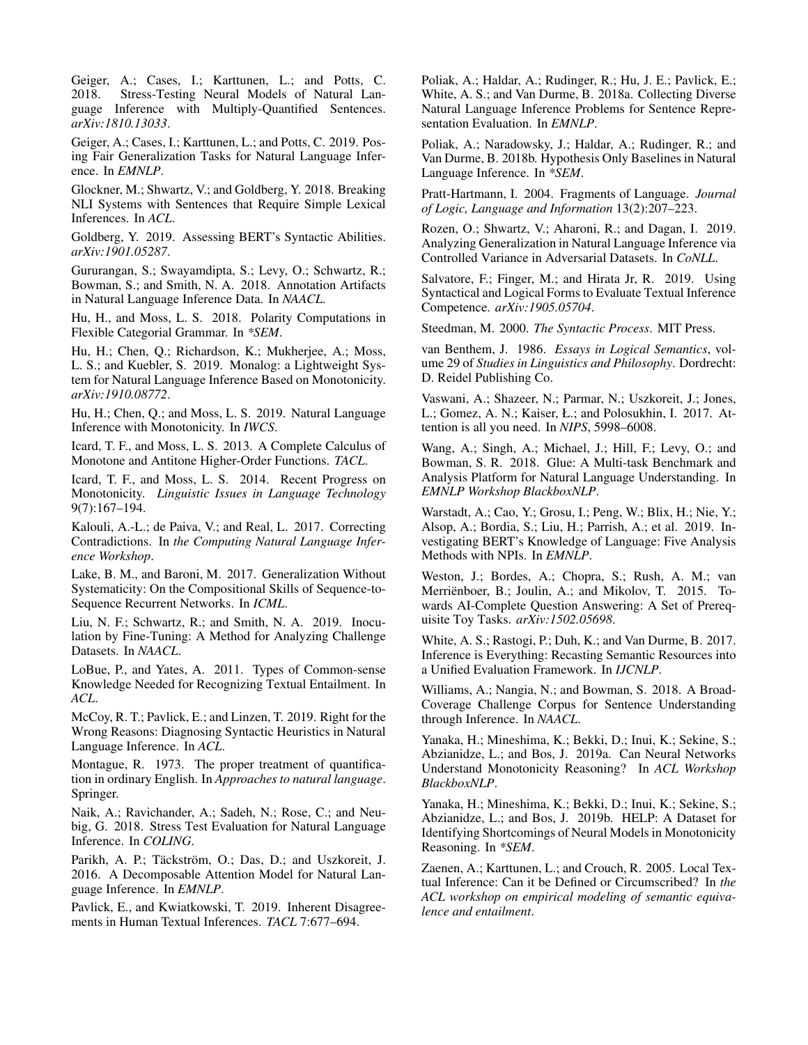Geiger, A.; Cases, I.; Karttunen, L.; and Potts, C. 2018. Stress-Testing Neural Models of Natural Language Inference with Multiply-Quantified Sentences. *arXiv:1810.13033*.

Geiger, A.; Cases, I.; Karttunen, L.; and Potts, C. 2019. Posing Fair Generalization Tasks for Natural Language Inference. In *EMNLP*.

Glockner, M.; Shwartz, V.; and Goldberg, Y. 2018. Breaking NLI Systems with Sentences that Require Simple Lexical Inferences. In *ACL*.

Goldberg, Y. 2019. Assessing BERT's Syntactic Abilities. *arXiv:1901.05287*.

Gururangan, S.; Swayamdipta, S.; Levy, O.; Schwartz, R.; Bowman, S.; and Smith, N. A. 2018. Annotation Artifacts in Natural Language Inference Data. In *NAACL*.

Hu, H., and Moss, L. S. 2018. Polarity Computations in Flexible Categorial Grammar. In *\*SEM*.

Hu, H.; Chen, Q.; Richardson, K.; Mukherjee, A.; Moss, L. S.; and Kuebler, S. 2019. Monalog: a Lightweight System for Natural Language Inference Based on Monotonicity. *arXiv:1910.08772*.

Hu, H.; Chen, Q.; and Moss, L. S. 2019. Natural Language Inference with Monotonicity. In *IWCS*.

Icard, T. F., and Moss, L. S. 2013. A Complete Calculus of Monotone and Antitone Higher-Order Functions. *TACL*.

Icard, T. F., and Moss, L. S. 2014. Recent Progress on Monotonicity. *Linguistic Issues in Language Technology* 9(7):167–194.

Kalouli, A.-L.; de Paiva, V.; and Real, L. 2017. Correcting Contradictions. In *the Computing Natural Language Inference Workshop*.

Lake, B. M., and Baroni, M. 2017. Generalization Without Systematicity: On the Compositional Skills of Sequence-to-Sequence Recurrent Networks. In *ICML*.

Liu, N. F.; Schwartz, R.; and Smith, N. A. 2019. Inoculation by Fine-Tuning: A Method for Analyzing Challenge Datasets. In *NAACL*.

LoBue, P., and Yates, A. 2011. Types of Common-sense Knowledge Needed for Recognizing Textual Entailment. In *ACL*.

McCoy, R. T.; Pavlick, E.; and Linzen, T. 2019. Right for the Wrong Reasons: Diagnosing Syntactic Heuristics in Natural Language Inference. In *ACL*.

Montague, R. 1973. The proper treatment of quantification in ordinary English. In *Approaches to natural language*. Springer.

Naik, A.; Ravichander, A.; Sadeh, N.; Rose, C.; and Neubig, G. 2018. Stress Test Evaluation for Natural Language Inference. In *COLING*.

Parikh, A. P.; Täckström, O.; Das, D.; and Uszkoreit, J. 2016. A Decomposable Attention Model for Natural Language Inference. In *EMNLP*.

Pavlick, E., and Kwiatkowski, T. 2019. Inherent Disagreements in Human Textual Inferences. *TACL* 7:677–694.

Poliak, A.; Haldar, A.; Rudinger, R.; Hu, J. E.; Pavlick, E.; White, A. S.; and Van Durme, B. 2018a. Collecting Diverse Natural Language Inference Problems for Sentence Representation Evaluation. In *EMNLP*.

Poliak, A.; Naradowsky, J.; Haldar, A.; Rudinger, R.; and Van Durme, B. 2018b. Hypothesis Only Baselines in Natural Language Inference. In *\*SEM*.

Pratt-Hartmann, I. 2004. Fragments of Language. *Journal of Logic, Language and Information* 13(2):207–223.

Rozen, O.; Shwartz, V.; Aharoni, R.; and Dagan, I. 2019. Analyzing Generalization in Natural Language Inference via Controlled Variance in Adversarial Datasets. In *CoNLL*.

Salvatore, F.; Finger, M.; and Hirata Jr, R. 2019. Using Syntactical and Logical Forms to Evaluate Textual Inference Competence. *arXiv:1905.05704*.

Steedman, M. 2000. *The Syntactic Process*. MIT Press.

van Benthem, J. 1986. *Essays in Logical Semantics*, volume 29 of *Studies in Linguistics and Philosophy*. Dordrecht: D. Reidel Publishing Co.

Vaswani, A.; Shazeer, N.; Parmar, N.; Uszkoreit, J.; Jones, L.; Gomez, A. N.; Kaiser, Ł.; and Polosukhin, I. 2017. Attention is all you need. In *NIPS*, 5998–6008.

Wang, A.; Singh, A.; Michael, J.; Hill, F.; Levy, O.; and Bowman, S. R. 2018. Glue: A Multi-task Benchmark and Analysis Platform for Natural Language Understanding. In *EMNLP Workshop BlackboxNLP*.

Warstadt, A.; Cao, Y.; Grosu, I.; Peng, W.; Blix, H.; Nie, Y.; Alsop, A.; Bordia, S.; Liu, H.; Parrish, A.; et al. 2019. Investigating BERT's Knowledge of Language: Five Analysis Methods with NPIs. In *EMNLP*.

Weston, J.; Bordes, A.; Chopra, S.; Rush, A. M.; van Merriënboer, B.; Joulin, A.; and Mikolov, T. 2015. Towards AI-Complete Question Answering: A Set of Prerequisite Toy Tasks. *arXiv:1502.05698*.

White, A. S.; Rastogi, P.; Duh, K.; and Van Durme, B. 2017. Inference is Everything: Recasting Semantic Resources into a Unified Evaluation Framework. In *IJCNLP*.

Williams, A.; Nangia, N.; and Bowman, S. 2018. A Broad-Coverage Challenge Corpus for Sentence Understanding through Inference. In *NAACL*.

Yanaka, H.; Mineshima, K.; Bekki, D.; Inui, K.; Sekine, S.; Abzianidze, L.; and Bos, J. 2019a. Can Neural Networks Understand Monotonicity Reasoning? In *ACL Workshop BlackboxNLP*.

Yanaka, H.; Mineshima, K.; Bekki, D.; Inui, K.; Sekine, S.; Abzianidze, L.; and Bos, J. 2019b. HELP: A Dataset for Identifying Shortcomings of Neural Models in Monotonicity Reasoning. In *\*SEM*.

Zaenen, A.; Karttunen, L.; and Crouch, R. 2005. Local Textual Inference: Can it be Defined or Circumscribed? In *the ACL workshop on empirical modeling of semantic equivalence and entailment*.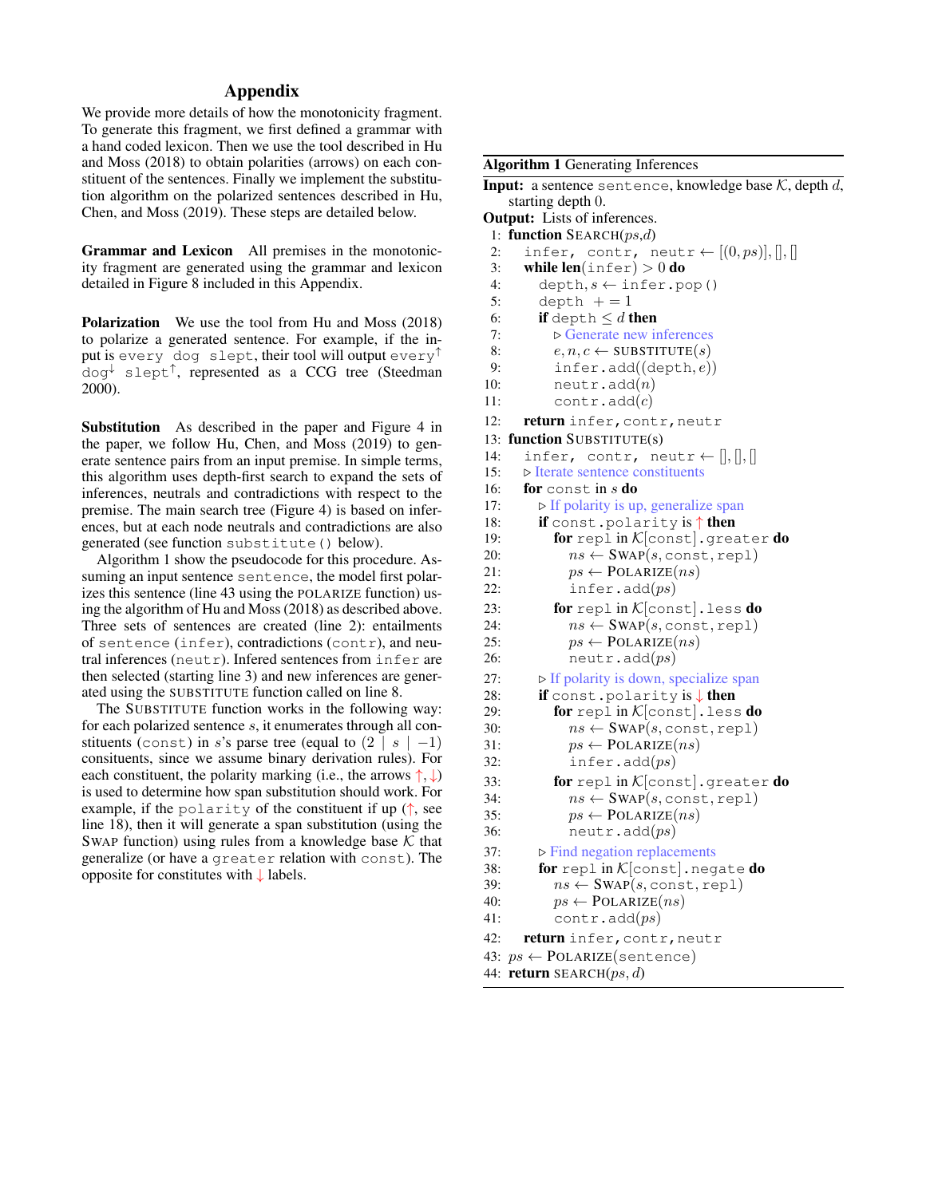# Appendix

We provide more details of how the monotonicity fragment. To generate this fragment, we first defined a grammar with a hand coded lexicon. Then we use the tool described in Hu and Moss (2018) to obtain polarities (arrows) on each constituent of the sentences. Finally we implement the substitution algorithm on the polarized sentences described in Hu, Chen, and Moss (2019). These steps are detailed below.

**Grammar and Lexicon** All premises in the monotonicity fragment are generated using the grammar and lexicon detailed in Figure 8 included in this Appendix.

**Polarization** We use the tool from Hu and Moss (2018) to polarize a generated sentence. For example, if the input is `every dog slept`, their tool will output every$^{\uparrow}$ dog$^{\downarrow}$ slept$^{\uparrow}$, represented as a CCG tree (Steedman 2000).

**Substitution** As described in the paper and Figure 4 in the paper, we follow Hu, Chen, and Moss (2019) to generate sentence pairs from an input premise. In simple terms, this algorithm uses depth-first search to expand the sets of inferences, neutrals and contradictions with respect to the premise. The main search tree (Figure 4) is based on inferences, but at each node neutrals and contradictions are also generated (see function `substitute()` below).

Algorithm 1 show the pseudocode for this procedure. Assuming an input sentence `sentence`, the model first polarizes this sentence (line 43 using the POLARIZE function) using the algorithm of Hu and Moss (2018) as described above. Three sets of sentences are created (line 2): entailments of `sentence` (`infer`), contradictions (`contr`), and neutral inferences (`neutr`). Infered sentences from `infer` are then selected (starting line 3) and new inferences are generated using the SUBSTITUTE function called on line 8.

The SUBSTITUTE function works in the following way: for each polarized sentence $s$, it enumerates through all constituents (`const`) in $s$'s parse tree (equal to $(2 \mid s \mid -1)$ consituents, since we assume binary derivation rules). For each constituent, the polarity marking (i.e., the arrows $\uparrow, \downarrow$) is used to determine how span substitution should work. For example, if the `polarity` of the constituent if up ($\uparrow$, see line 18), then it will generate a span substitution (using the SWAP function) using rules from a knowledge base $\mathcal{K}$ that generalize (or have a `greater` relation with `const`). The opposite for constitutes with $\downarrow$ labels.

**Algorithm 1** Generating Inferences

**Input:** a sentence `sentence`, knowledge base $\mathcal{K}$, depth $d$, starting depth 0.
**Output:** Lists of inferences.

```
1:  function SEARCH(ps,d)
2:    infer, contr, neutr ← [(0, ps)], [], []
3:    while len(infer) > 0 do
4:      depth, s ← infer.pop()
5:      depth += 1
6:      if depth ≤ d then
7:        ▷ Generate new inferences
8:        e, n, c ← SUBSTITUTE(s)
9:        infer.add((depth, e))
10:       neutr.add(n)
11:       contr.add(c)
12:   return infer, contr, neutr
13: function SUBSTITUTE(s)
14:   infer, contr, neutr ← [], [], []
15:   ▷ Iterate sentence constituents
16:   for const in s do
17:     ▷ If polarity is up, generalize span
18:     if const.polarity is ↑ then
19:       for repl in K[const].greater do
20:         ns ← SWAP(s, const, repl)
21:         ps ← POLARIZE(ns)
22:         infer.add(ps)
23:       for repl in K[const].less do
24:         ns ← SWAP(s, const, repl)
25:         ps ← POLARIZE(ns)
26:         neutr.add(ps)
27:     ▷ If polarity is down, specialize span
28:     if const.polarity is ↓ then
29:       for repl in K[const].less do
30:         ns ← SWAP(s, const, repl)
31:         ps ← POLARIZE(ns)
32:         infer.add(ps)
33:       for repl in K[const].greater do
34:         ns ← SWAP(s, const, repl)
35:         ps ← POLARIZE(ns)
36:         neutr.add(ps)
37:     ▷ Find negation replacements
38:     for repl in K[const].negate do
39:       ns ← SWAP(s, const, repl)
40:       ps ← POLARIZE(ns)
41:       contr.add(ps)
42:   return infer, contr, neutr
43: ps ← POLARIZE(sentence)
44: return SEARCH(ps, d)
```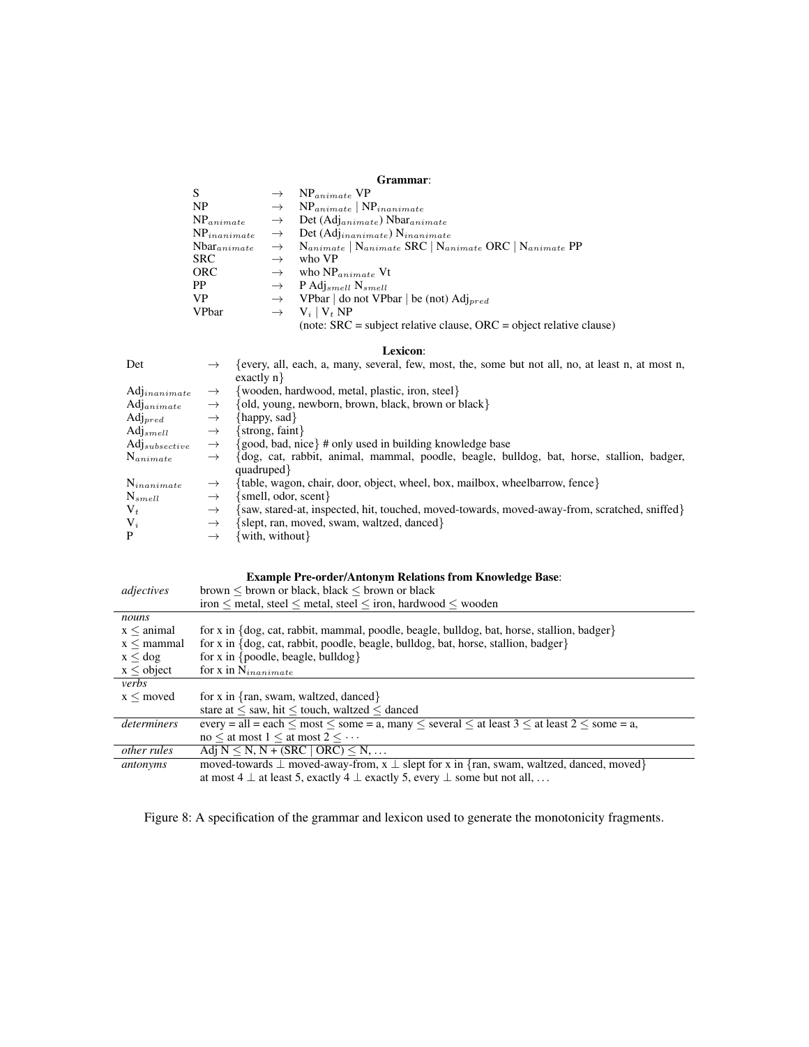**Grammar**:

| | | |
|---|---|---|
| S | $\rightarrow$ | $NP_{animate}$ VP |
| NP | $\rightarrow$ | $NP_{animate}$ \| $NP_{inanimate}$ |
| $NP_{animate}$ | $\rightarrow$ | Det ($Adj_{animate}$) $Nbar_{animate}$ |
| $NP_{inanimate}$ | $\rightarrow$ | Det ($Adj_{inanimate}$) $N_{inanimate}$ |
| $Nbar_{animate}$ | $\rightarrow$ | $N_{animate}$ \| $N_{animate}$ SRC \| $N_{animate}$ ORC \| $N_{animate}$ PP |
| SRC | $\rightarrow$ | who VP |
| ORC | $\rightarrow$ | who $NP_{animate}$ Vt |
| PP | $\rightarrow$ | P $Adj_{smell}$ $N_{smell}$ |
| VP | $\rightarrow$ | VPbar \| do not VPbar \| be (not) $Adj_{pred}$ |
| VPbar | $\rightarrow$ | $V_i$ \| $V_t$ NP |
| | | (note: SRC = subject relative clause, ORC = object relative clause) |

**Lexicon**:

| | | |
|---|---|---|
| Det | $\rightarrow$ | {every, all, each, a, many, several, few, most, the, some but not all, no, at least n, at most n, exactly n} |
| $Adj_{inanimate}$ | $\rightarrow$ | {wooden, hardwood, metal, plastic, iron, steel} |
| $Adj_{animate}$ | $\rightarrow$ | {old, young, newborn, brown, black, brown or black} |
| $Adj_{pred}$ | $\rightarrow$ | {happy, sad} |
| $Adj_{smell}$ | $\rightarrow$ | {strong, faint} |
| $Adj_{subsective}$ | $\rightarrow$ | {good, bad, nice} # only used in building knowledge base |
| $N_{animate}$ | $\rightarrow$ | {dog, cat, rabbit, animal, mammal, poodle, beagle, bulldog, bat, horse, stallion, badger, quadruped} |
| $N_{inanimate}$ | $\rightarrow$ | {table, wagon, chair, door, object, wheel, box, mailbox, wheelbarrow, fence} |
| $N_{smell}$ | $\rightarrow$ | {smell, odor, scent} |
| $V_t$ | $\rightarrow$ | {saw, stared-at, inspected, hit, touched, moved-towards, moved-away-from, scratched, sniffed} |
| $V_i$ | $\rightarrow$ | {slept, ran, moved, swam, waltzed, danced} |
| P | $\rightarrow$ | {with, without} |

**Example Pre-order/Antonym Relations from Knowledge Base**:

| | |
|---|---|
| *adjectives* | brown $\leq$ brown or black, black $\leq$ brown or black |
| | iron $\leq$ metal, steel $\leq$ metal, steel $\leq$ iron, hardwood $\leq$ wooden |
| *nouns* | |
| x $\leq$ animal | for x in {dog, cat, rabbit, mammal, poodle, beagle, bulldog, bat, horse, stallion, badger} |
| x $\leq$ mammal | for x in {dog, cat, rabbit, poodle, beagle, bulldog, bat, horse, stallion, badger} |
| x $\leq$ dog | for x in {poodle, beagle, bulldog} |
| x $\leq$ object | for x in $N_{inanimate}$ |
| *verbs* | |
| x $\leq$ moved | for x in {ran, swam, waltzed, danced} |
| | stare at $\leq$ saw, hit $\leq$ touch, waltzed $\leq$ danced |
| *determiners* | every = all = each $\leq$ most $\leq$ some = a, many $\leq$ several $\leq$ at least 3 $\leq$ at least 2 $\leq$ some = a, |
| | no $\leq$ at most 1 $\leq$ at most 2 $\leq \cdots$ |
| *other rules* | Adj N $\leq$ N, N + (SRC \| ORC) $\leq$ N, ... |
| *antonyms* | moved-towards $\perp$ moved-away-from, x $\perp$ slept for x in {ran, swam, waltzed, danced, moved} |
| | at most 4 $\perp$ at least 5, exactly 4 $\perp$ exactly 5, every $\perp$ some but not all, ... |

Figure 8: A specification of the grammar and lexicon used to generate the monotonicity fragments.